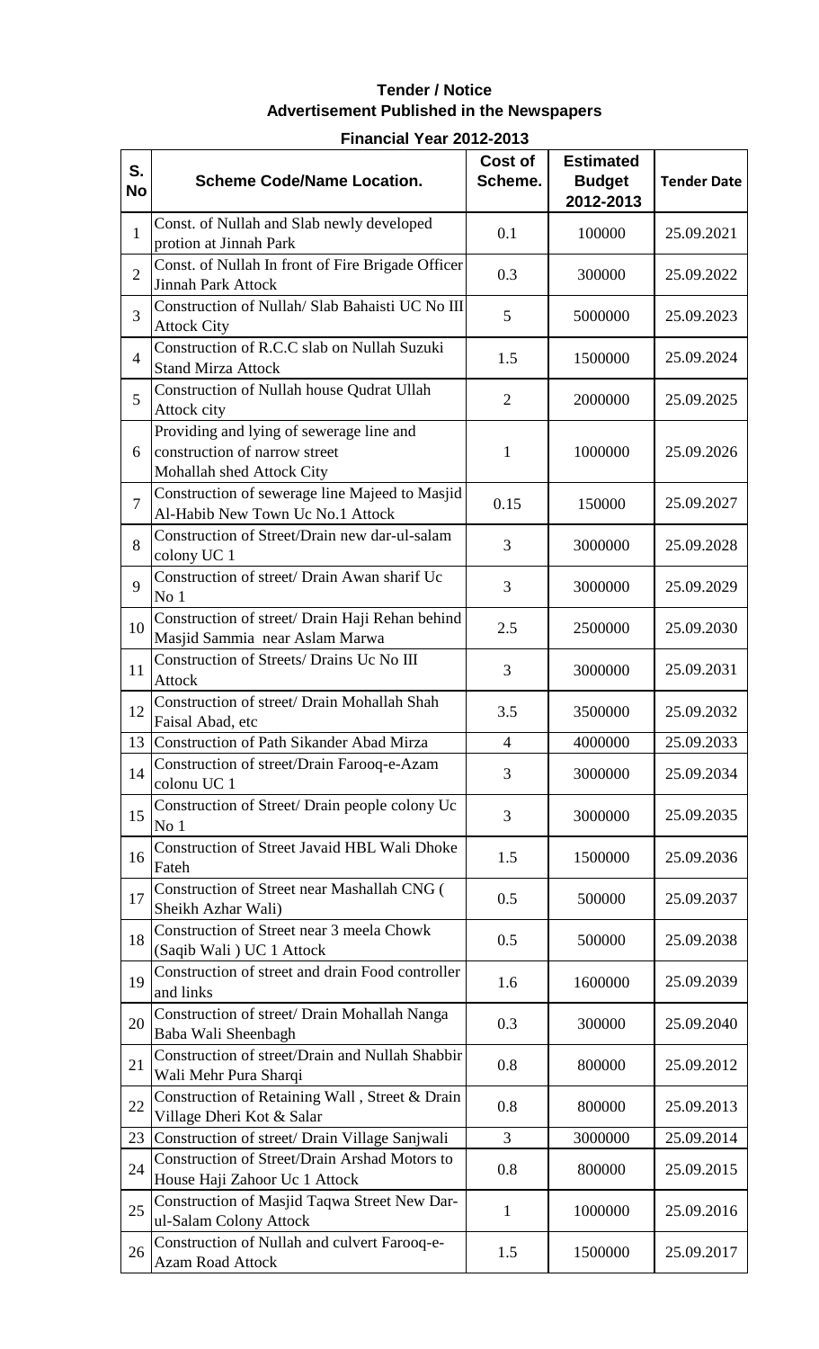**Tender / Notice**
**Advertisement Published in the Newspapers**

**Financial Year 2012-2013**

| S. No | Scheme Code/Name Location. | Cost of Scheme. | Estimated Budget 2012-2013 | Tender Date |
|---|---|---|---|---|
| 1 | Const. of Nullah and Slab newly developed protion at Jinnah Park | 0.1 | 100000 | 25.09.2021 |
| 2 | Const. of Nullah In front of Fire Brigade Officer Jinnah Park Attock | 0.3 | 300000 | 25.09.2022 |
| 3 | Construction of Nullah/ Slab Bahaisti UC No III Attock City | 5 | 5000000 | 25.09.2023 |
| 4 | Construction of R.C.C slab on Nullah Suzuki Stand Mirza Attock | 1.5 | 1500000 | 25.09.2024 |
| 5 | Construction of Nullah house Qudrat Ullah Attock city | 2 | 2000000 | 25.09.2025 |
| 6 | Providing and lying of sewerage line and construction of narrow street Mohallah shed Attock City | 1 | 1000000 | 25.09.2026 |
| 7 | Construction of sewerage line Majeed to Masjid Al-Habib New Town Uc No.1 Attock | 0.15 | 150000 | 25.09.2027 |
| 8 | Construction of Street/Drain new dar-ul-salam colony UC 1 | 3 | 3000000 | 25.09.2028 |
| 9 | Construction of street/ Drain Awan sharif Uc No 1 | 3 | 3000000 | 25.09.2029 |
| 10 | Construction of street/ Drain Haji Rehan behind Masjid Sammia near Aslam Marwa | 2.5 | 2500000 | 25.09.2030 |
| 11 | Construction of Streets/ Drains Uc No III Attock | 3 | 3000000 | 25.09.2031 |
| 12 | Construction of street/ Drain Mohallah Shah Faisal Abad, etc | 3.5 | 3500000 | 25.09.2032 |
| 13 | Construction of Path Sikander Abad Mirza | 4 | 4000000 | 25.09.2033 |
| 14 | Construction of street/Drain Farooq-e-Azam colonu UC 1 | 3 | 3000000 | 25.09.2034 |
| 15 | Construction of Street/ Drain people colony Uc No 1 | 3 | 3000000 | 25.09.2035 |
| 16 | Construction of Street Javaid HBL Wali Dhoke Fateh | 1.5 | 1500000 | 25.09.2036 |
| 17 | Construction of Street near Mashallah CNG ( Sheikh Azhar Wali) | 0.5 | 500000 | 25.09.2037 |
| 18 | Construction of Street near 3 meela Chowk (Saqib Wali ) UC 1 Attock | 0.5 | 500000 | 25.09.2038 |
| 19 | Construction of street and drain Food controller and links | 1.6 | 1600000 | 25.09.2039 |
| 20 | Construction of street/ Drain Mohallah Nanga Baba Wali Sheenbagh | 0.3 | 300000 | 25.09.2040 |
| 21 | Construction of street/Drain and Nullah Shabbir Wali Mehr Pura Sharqi | 0.8 | 800000 | 25.09.2012 |
| 22 | Construction of Retaining Wall , Street & Drain Village Dheri Kot & Salar | 0.8 | 800000 | 25.09.2013 |
| 23 | Construction of street/ Drain Village Sanjwali | 3 | 3000000 | 25.09.2014 |
| 24 | Construction of Street/Drain Arshad Motors to House Haji Zahoor Uc 1 Attock | 0.8 | 800000 | 25.09.2015 |
| 25 | Construction of Masjid Taqwa Street New Dar-ul-Salam Colony Attock | 1 | 1000000 | 25.09.2016 |
| 26 | Construction of Nullah and culvert Farooq-e-Azam Road Attock | 1.5 | 1500000 | 25.09.2017 |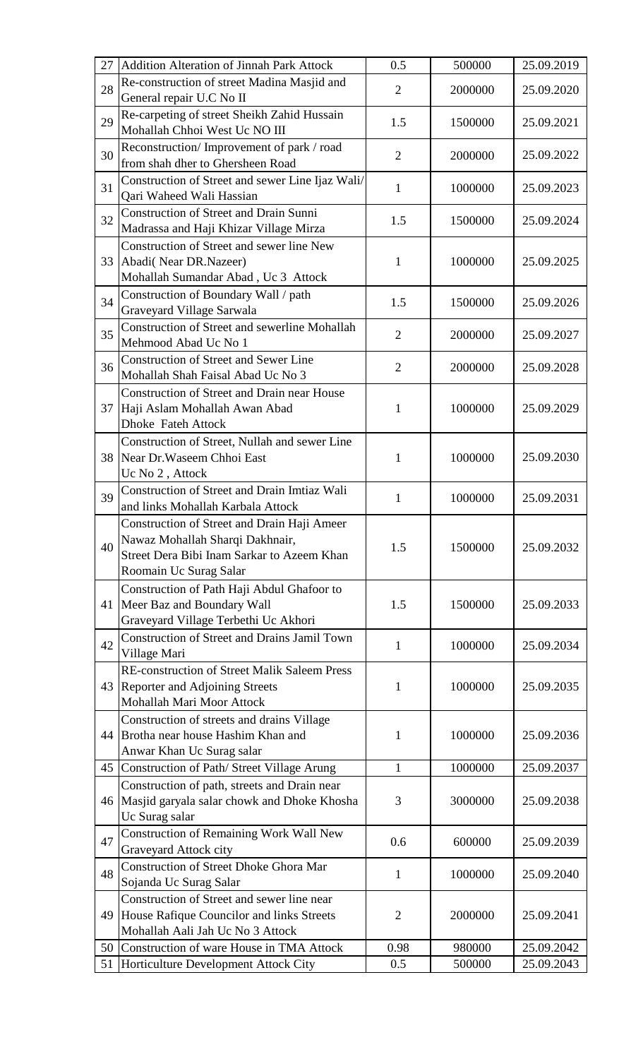| 27 | Addition Alteration of Jinnah Park Attock | 0.5 | 500000 | 25.09.2019 |
|---|---|---|---|---|
| 28 | Re-construction of street Madina Masjid and General repair U.C No II | 2 | 2000000 | 25.09.2020 |
| 29 | Re-carpeting of street Sheikh Zahid Hussain Mohallah Chhoi West Uc NO III | 1.5 | 1500000 | 25.09.2021 |
| 30 | Reconstruction/ Improvement of park / road from shah dher to Ghersheen Road | 2 | 2000000 | 25.09.2022 |
| 31 | Construction of Street and sewer Line Ijaz Wali/ Qari Waheed Wali Hassian | 1 | 1000000 | 25.09.2023 |
| 32 | Construction of Street and Drain Sunni Madrassa and Haji Khizar Village Mirza | 1.5 | 1500000 | 25.09.2024 |
| 33 | Construction of Street and sewer line New Abadi( Near DR.Nazeer) Mohallah Sumandar Abad , Uc 3 Attock | 1 | 1000000 | 25.09.2025 |
| 34 | Construction of Boundary Wall / path Graveyard Village Sarwala | 1.5 | 1500000 | 25.09.2026 |
| 35 | Construction of Street and sewerline Mohallah Mehmood Abad Uc No 1 | 2 | 2000000 | 25.09.2027 |
| 36 | Construction of Street and Sewer Line Mohallah Shah Faisal Abad Uc No 3 | 2 | 2000000 | 25.09.2028 |
| 37 | Construction of Street and Drain near House Haji Aslam Mohallah Awan Abad Dhoke Fateh Attock | 1 | 1000000 | 25.09.2029 |
| 38 | Construction of Street, Nullah and sewer Line Near Dr.Waseem Chhoi East Uc No 2 , Attock | 1 | 1000000 | 25.09.2030 |
| 39 | Construction of Street and Drain Imtiaz Wali and links Mohallah Karbala Attock | 1 | 1000000 | 25.09.2031 |
| 40 | Construction of Street and Drain Haji Ameer Nawaz Mohallah Sharqi Dakhnair, Street Dera Bibi Inam Sarkar to Azeem Khan Roomain Uc Surag Salar | 1.5 | 1500000 | 25.09.2032 |
| 41 | Construction of Path Haji Abdul Ghafoor to Meer Baz and Boundary Wall Graveyard Village Terbethi Uc Akhori | 1.5 | 1500000 | 25.09.2033 |
| 42 | Construction of Street and Drains Jamil Town Village Mari | 1 | 1000000 | 25.09.2034 |
| 43 | RE-construction of Street Malik Saleem Press Reporter and Adjoining Streets Mohallah Mari Moor Attock | 1 | 1000000 | 25.09.2035 |
| 44 | Construction of streets and drains Village Brotha near house Hashim Khan and Anwar Khan Uc Surag salar | 1 | 1000000 | 25.09.2036 |
| 45 | Construction of Path/ Street Village Arung | 1 | 1000000 | 25.09.2037 |
| 46 | Construction of path, streets and Drain near Masjid garyala salar chowk and Dhoke Khosha Uc Surag salar | 3 | 3000000 | 25.09.2038 |
| 47 | Construction of Remaining Work Wall New Graveyard Attock city | 0.6 | 600000 | 25.09.2039 |
| 48 | Construction of Street Dhoke Ghora Mar Sojanda Uc Surag Salar | 1 | 1000000 | 25.09.2040 |
| 49 | Construction of Street and sewer line near House Rafique Councilor and links Streets Mohallah Aali Jah Uc No 3 Attock | 2 | 2000000 | 25.09.2041 |
| 50 | Construction of ware House in TMA Attock | 0.98 | 980000 | 25.09.2042 |
| 51 | Horticulture Development Attock City | 0.5 | 500000 | 25.09.2043 |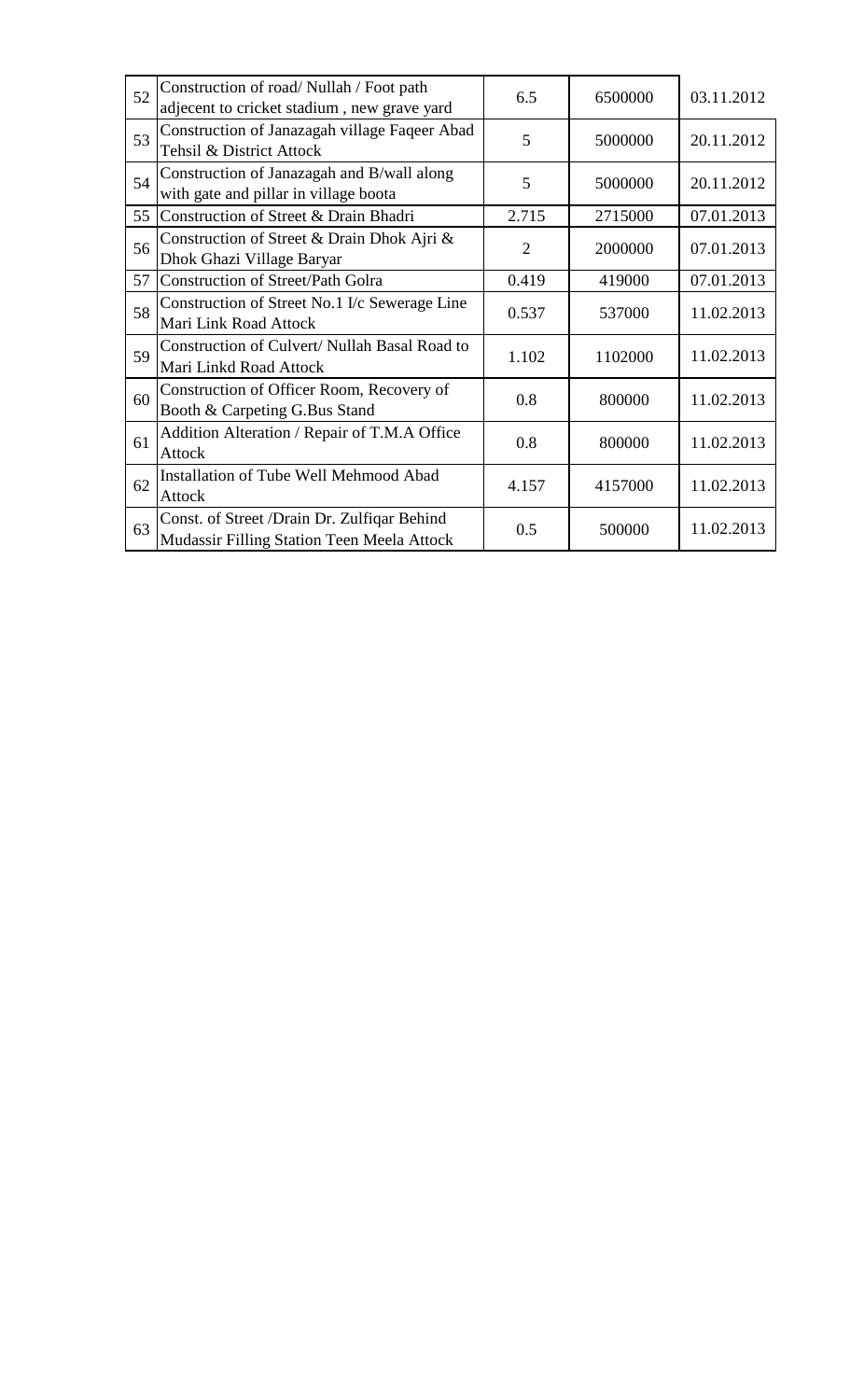| | | | | |
|---|---|---|---|---|
| 52 | Construction of road/ Nullah / Foot path adjecent to cricket stadium , new grave yard | 6.5 | 6500000 | 03.11.2012 |
| 53 | Construction of Janazagah village Faqeer Abad Tehsil & District Attock | 5 | 5000000 | 20.11.2012 |
| 54 | Construction of Janazagah and B/wall along with gate and pillar in village boota | 5 | 5000000 | 20.11.2012 |
| 55 | Construction of Street & Drain Bhadri | 2.715 | 2715000 | 07.01.2013 |
| 56 | Construction of Street & Drain Dhok Ajri & Dhok Ghazi Village Baryar | 2 | 2000000 | 07.01.2013 |
| 57 | Construction of Street/Path Golra | 0.419 | 419000 | 07.01.2013 |
| 58 | Construction of Street No.1 I/c Sewerage Line Mari Link Road Attock | 0.537 | 537000 | 11.02.2013 |
| 59 | Construction of Culvert/ Nullah Basal Road to Mari Linkd Road Attock | 1.102 | 1102000 | 11.02.2013 |
| 60 | Construction of Officer Room, Recovery of Booth & Carpeting G.Bus Stand | 0.8 | 800000 | 11.02.2013 |
| 61 | Addition Alteration / Repair of T.M.A Office Attock | 0.8 | 800000 | 11.02.2013 |
| 62 | Installation of Tube Well Mehmood Abad Attock | 4.157 | 4157000 | 11.02.2013 |
| 63 | Const. of Street /Drain Dr. Zulfiqar Behind Mudassir Filling Station Teen Meela Attock | 0.5 | 500000 | 11.02.2013 |